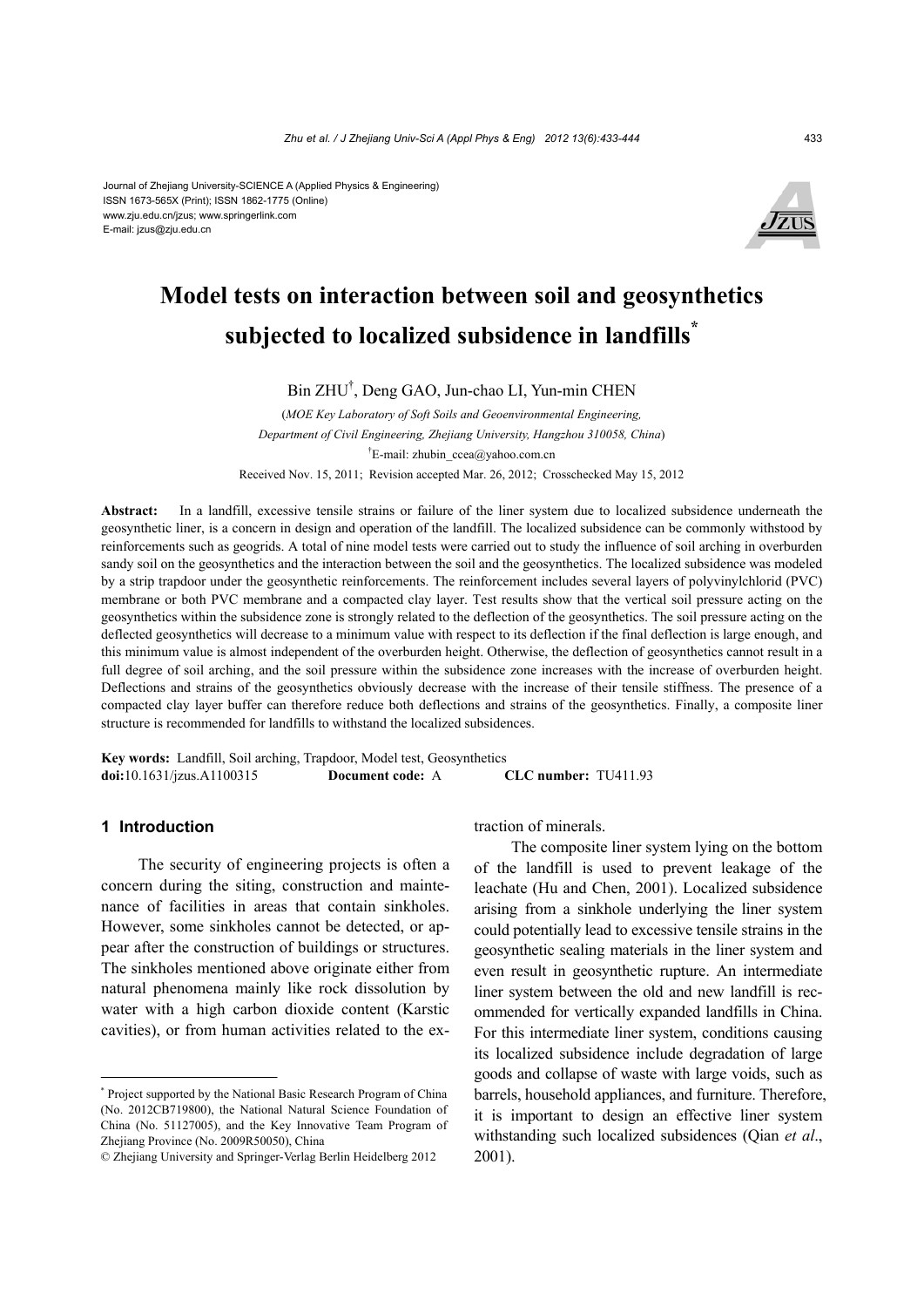Journal of Zhejiang University-SCIENCE A (Applied Physics & Engineering)
ISSN 1673-565X (Print); ISSN 1862-1775 (Online)
www.zju.edu.cn/jzus; www.springerlink.com
E-mail: jzus@zju.edu.cn

# Model tests on interaction between soil and geosynthetics subjected to localized subsidence in landfills*

Bin ZHU[†], Deng GAO, Jun-chao LI, Yun-min CHEN

(*MOE Key Laboratory of Soft Soils and Geoenvironmental Engineering, Department of Civil Engineering, Zhejiang University, Hangzhou 310058, China*)

[†]E-mail: zhubin_ccea@yahoo.com.cn

Received Nov. 15, 2011; Revision accepted Mar. 26, 2012; Crosschecked May 15, 2012

**Abstract:** In a landfill, excessive tensile strains or failure of the liner system due to localized subsidence underneath the geosynthetic liner, is a concern in design and operation of the landfill. The localized subsidence can be commonly withstood by reinforcements such as geogrids. A total of nine model tests were carried out to study the influence of soil arching in overburden sandy soil on the geosynthetics and the interaction between the soil and the geosynthetics. The localized subsidence was modeled by a strip trapdoor under the geosynthetic reinforcements. The reinforcement includes several layers of polyvinylchlorid (PVC) membrane or both PVC membrane and a compacted clay layer. Test results show that the vertical soil pressure acting on the geosynthetics within the subsidence zone is strongly related to the deflection of the geosynthetics. The soil pressure acting on the deflected geosynthetics will decrease to a minimum value with respect to its deflection if the final deflection is large enough, and this minimum value is almost independent of the overburden height. Otherwise, the deflection of geosynthetics cannot result in a full degree of soil arching, and the soil pressure within the subsidence zone increases with the increase of overburden height. Deflections and strains of the geosynthetics obviously decrease with the increase of their tensile stiffness. The presence of a compacted clay layer buffer can therefore reduce both deflections and strains of the geosynthetics. Finally, a composite liner structure is recommended for landfills to withstand the localized subsidences.

**Key words:** Landfill, Soil arching, Trapdoor, Model test, Geosynthetics
**doi:**10.1631/jzus.A1100315 **Document code:** A **CLC number:** TU411.93

## 1 Introduction

The security of engineering projects is often a concern during the siting, construction and maintenance of facilities in areas that contain sinkholes. However, some sinkholes cannot be detected, or appear after the construction of buildings or structures. The sinkholes mentioned above originate either from natural phenomena mainly like rock dissolution by water with a high carbon dioxide content (Karstic cavities), or from human activities related to the extraction of minerals.

The composite liner system lying on the bottom of the landfill is used to prevent leakage of the leachate (Hu and Chen, 2001). Localized subsidence arising from a sinkhole underlying the liner system could potentially lead to excessive tensile strains in the geosynthetic sealing materials in the liner system and even result in geosynthetic rupture. An intermediate liner system between the old and new landfill is recommended for vertically expanded landfills in China. For this intermediate liner system, conditions causing its localized subsidence include degradation of large goods and collapse of waste with large voids, such as barrels, household appliances, and furniture. Therefore, it is important to design an effective liner system withstanding such localized subsidences (Qian *et al*., 2001).

---

* Project supported by the National Basic Research Program of China (No. 2012CB719800), the National Natural Science Foundation of China (No. 51127005), and the Key Innovative Team Program of Zhejiang Province (No. 2009R50050), China

© Zhejiang University and Springer-Verlag Berlin Heidelberg 2012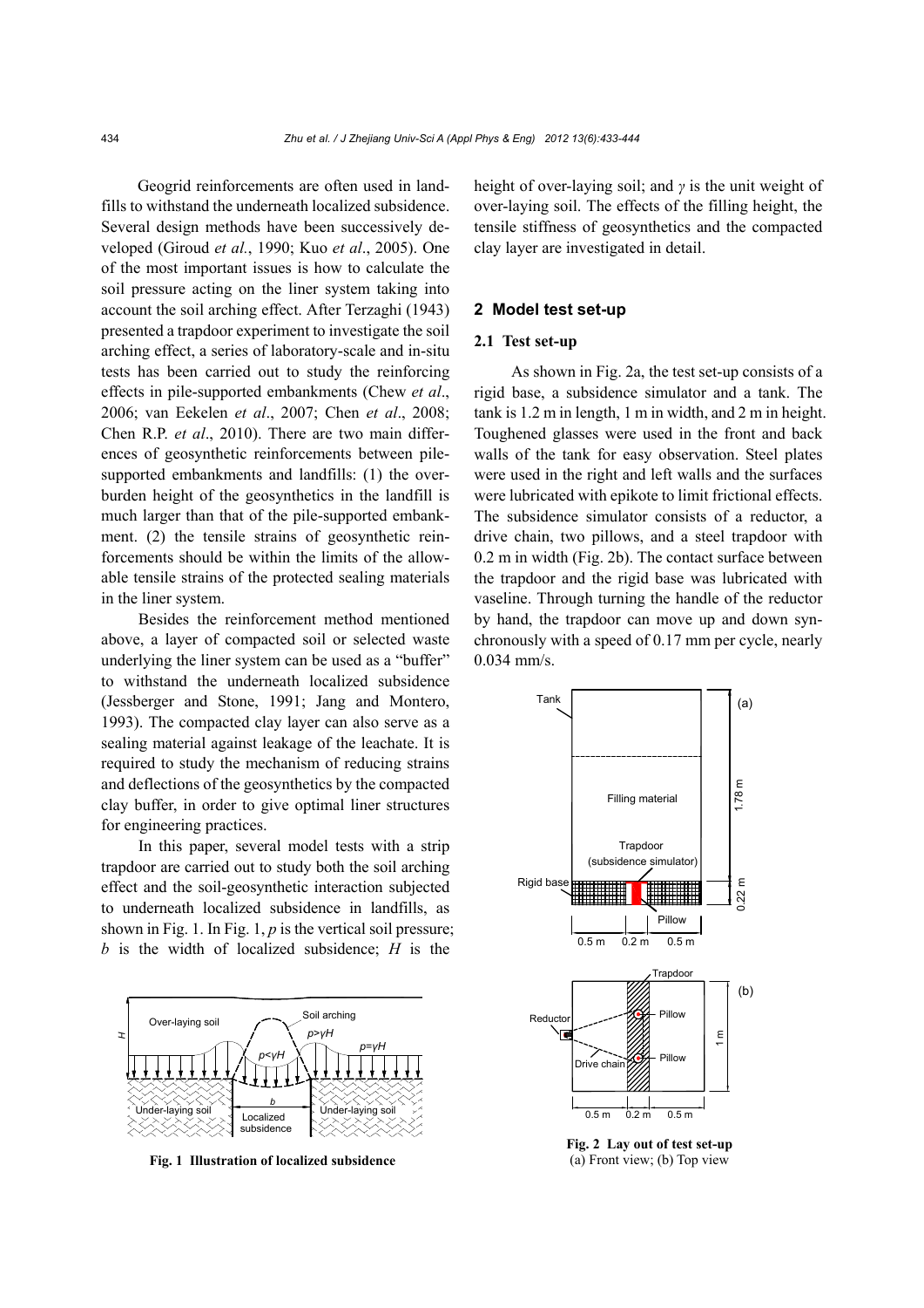Geogrid reinforcements are often used in landfills to withstand the underneath localized subsidence. Several design methods have been successively developed (Giroud *et al.*, 1990; Kuo *et al*., 2005). One of the most important issues is how to calculate the soil pressure acting on the liner system taking into account the soil arching effect. After Terzaghi (1943) presented a trapdoor experiment to investigate the soil arching effect, a series of laboratory-scale and in-situ tests has been carried out to study the reinforcing effects in pile-supported embankments (Chew *et al*., 2006; van Eekelen *et al*., 2007; Chen *et al*., 2008; Chen R.P. *et al*., 2010). There are two main differences of geosynthetic reinforcements between pile-supported embankments and landfills: (1) the overburden height of the geosynthetics in the landfill is much larger than that of the pile-supported embankment. (2) the tensile strains of geosynthetic reinforcements should be within the limits of the allowable tensile strains of the protected sealing materials in the liner system.

Besides the reinforcement method mentioned above, a layer of compacted soil or selected waste underlying the liner system can be used as a "buffer" to withstand the underneath localized subsidence (Jessberger and Stone, 1991; Jang and Montero, 1993). The compacted clay layer can also serve as a sealing material against leakage of the leachate. It is required to study the mechanism of reducing strains and deflections of the geosynthetics by the compacted clay buffer, in order to give optimal liner structures for engineering practices.

In this paper, several model tests with a strip trapdoor are carried out to study both the soil arching effect and the soil-geosynthetic interaction subjected to underneath localized subsidence in landfills, as shown in Fig. 1. In Fig. 1, $p$ is the vertical soil pressure; $b$ is the width of localized subsidence; $H$ is the height of over-laying soil; and $\gamma$ is the unit weight of over-laying soil. The effects of the filling height, the tensile stiffness of geosynthetics and the compacted clay layer are investigated in detail.

**Fig. 1 Illustration of localized subsidence**

## 2 Model test set-up

### 2.1 Test set-up

As shown in Fig. 2a, the test set-up consists of a rigid base, a subsidence simulator and a tank. The tank is 1.2 m in length, 1 m in width, and 2 m in height. Toughened glasses were used in the front and back walls of the tank for easy observation. Steel plates were used in the right and left walls and the surfaces were lubricated with epikote to limit frictional effects. The subsidence simulator consists of a reductor, a drive chain, two pillows, and a steel trapdoor with 0.2 m in width (Fig. 2b). The contact surface between the trapdoor and the rigid base was lubricated with vaseline. Through turning the handle of the reductor by hand, the trapdoor can move up and down synchronously with a speed of 0.17 mm per cycle, nearly 0.034 mm/s.

**Fig. 2 Lay out of test set-up**
(a) Front view; (b) Top view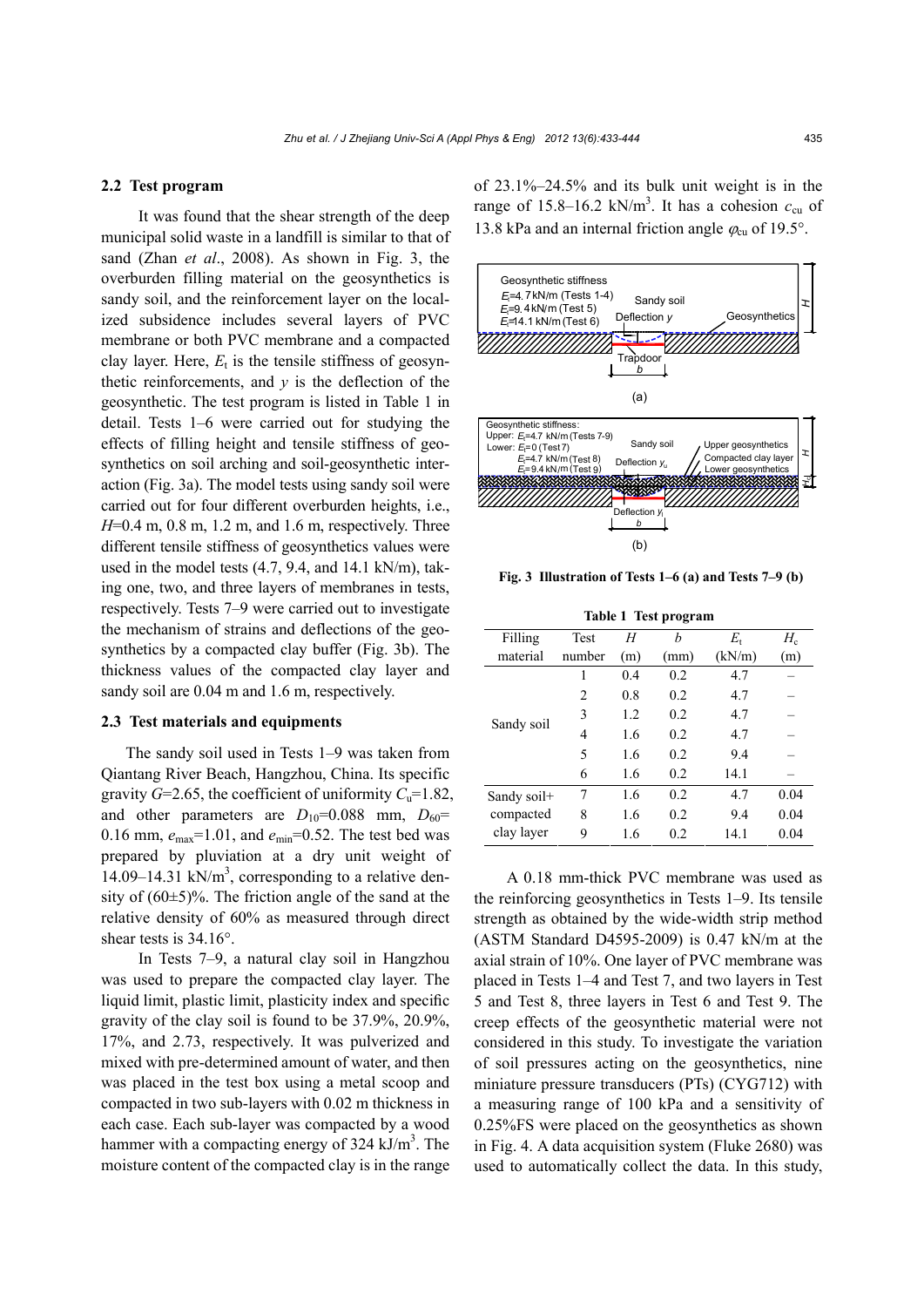### 2.2 Test program

It was found that the shear strength of the deep municipal solid waste in a landfill is similar to that of sand (Zhan *et al*., 2008). As shown in Fig. 3, the overburden filling material on the geosynthetics is sandy soil, and the reinforcement layer on the localized subsidence includes several layers of PVC membrane or both PVC membrane and a compacted clay layer. Here, $E_t$ is the tensile stiffness of geosynthetic reinforcements, and $y$ is the deflection of the geosynthetic. The test program is listed in Table 1 in detail. Tests 1–6 were carried out for studying the effects of filling height and tensile stiffness of geosynthetics on soil arching and soil-geosynthetic interaction (Fig. 3a). The model tests using sandy soil were carried out for four different overburden heights, i.e., $H$=0.4 m, 0.8 m, 1.2 m, and 1.6 m, respectively. Three different tensile stiffness of geosynthetics values were used in the model tests (4.7, 9.4, and 14.1 kN/m), taking one, two, and three layers of membranes in tests, respectively. Tests 7–9 were carried out to investigate the mechanism of strains and deflections of the geosynthetics by a compacted clay buffer (Fig. 3b). The thickness values of the compacted clay layer and sandy soil are 0.04 m and 1.6 m, respectively.

### 2.3 Test materials and equipments

The sandy soil used in Tests 1–9 was taken from Qiantang River Beach, Hangzhou, China. Its specific gravity $G$=2.65, the coefficient of uniformity $C_u$=1.82, and other parameters are $D_{10}$=0.088 mm, $D_{60}$=0.16 mm, $e_{max}$=1.01, and $e_{min}$=0.52. The test bed was prepared by pluviation at a dry unit weight of 14.09–14.31 kN/m$^3$, corresponding to a relative density of (60±5)%. The friction angle of the sand at the relative density of 60% as measured through direct shear tests is 34.16°.

In Tests 7–9, a natural clay soil in Hangzhou was used to prepare the compacted clay layer. The liquid limit, plastic limit, plasticity index and specific gravity of the clay soil is found to be 37.9%, 20.9%, 17%, and 2.73, respectively. It was pulverized and mixed with pre-determined amount of water, and then was placed in the test box using a metal scoop and compacted in two sub-layers with 0.02 m thickness in each case. Each sub-layer was compacted by a wood hammer with a compacting energy of 324 kJ/m$^3$. The moisture content of the compacted clay is in the range of 23.1%–24.5% and its bulk unit weight is in the range of 15.8–16.2 kN/m$^3$. It has a cohesion $c_{cu}$ of 13.8 kPa and an internal friction angle $\varphi_{cu}$ of 19.5°.

**Fig. 3 Illustration of Tests 1–6 (a) and Tests 7–9 (b)**

**Table 1 Test program**

| Filling material | Test number | $H$ (m) | $b$ (mm) | $E_t$ (kN/m) | $H_c$ (m) |
|---|---|---|---|---|---|
| Sandy soil | 1 | 0.4 | 0.2 | 4.7 | – |
| | 2 | 0.8 | 0.2 | 4.7 | – |
| | 3 | 1.2 | 0.2 | 4.7 | – |
| | 4 | 1.6 | 0.2 | 4.7 | – |
| | 5 | 1.6 | 0.2 | 9.4 | – |
| | 6 | 1.6 | 0.2 | 14.1 | – |
| Sandy soil+ compacted clay layer | 7 | 1.6 | 0.2 | 4.7 | 0.04 |
| | 8 | 1.6 | 0.2 | 9.4 | 0.04 |
| | 9 | 1.6 | 0.2 | 14.1 | 0.04 |

A 0.18 mm-thick PVC membrane was used as the reinforcing geosynthetics in Tests 1–9. Its tensile strength as obtained by the wide-width strip method (ASTM Standard D4595-2009) is 0.47 kN/m at the axial strain of 10%. One layer of PVC membrane was placed in Tests 1–4 and Test 7, and two layers in Test 5 and Test 8, three layers in Test 6 and Test 9. The creep effects of the geosynthetic material were not considered in this study. To investigate the variation of soil pressures acting on the geosynthetics, nine miniature pressure transducers (PTs) (CYG712) with a measuring range of 100 kPa and a sensitivity of 0.25%FS were placed on the geosynthetics as shown in Fig. 4. A data acquisition system (Fluke 2680) was used to automatically collect the data. In this study,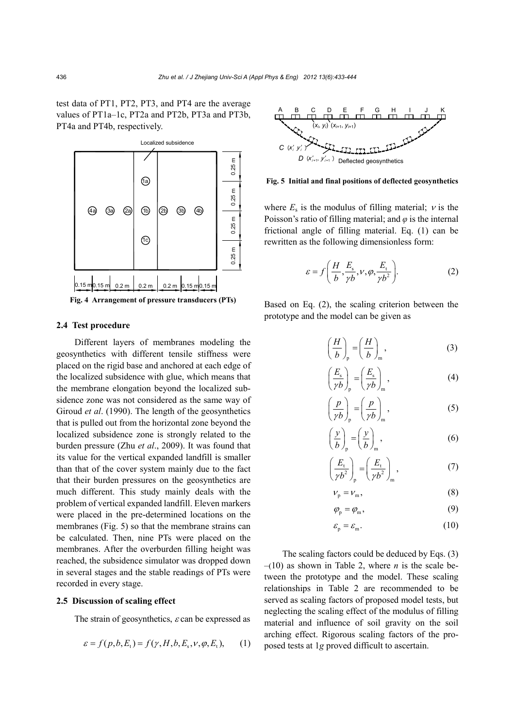test data of PT1, PT2, PT3, and PT4 are the average values of PT1a–1c, PT2a and PT2b, PT3a and PT3b, PT4a and PT4b, respectively.

**Fig. 4 Arrangement of pressure transducers (PTs)**

**Fig. 5 Initial and final positions of deflected geosynthetics**

### 2.4 Test procedure

Different layers of membranes modeling the geosynthetics with different tensile stiffness were placed on the rigid base and anchored at each edge of the localized subsidence with glue, which means that the membrane elongation beyond the localized subsidence zone was not considered as the same way of Giroud *et al*. (1990). The length of the geosynthetics that is pulled out from the horizontal zone beyond the localized subsidence zone is strongly related to the burden pressure (Zhu *et al*., 2009). It was found that its value for the vertical expanded landfill is smaller than that of the cover system mainly due to the fact that their burden pressures on the geosynthetics are much different. This study mainly deals with the problem of vertical expanded landfill. Eleven markers were placed in the pre-determined locations on the membranes (Fig. 5) so that the membrane strains can be calculated. Then, nine PTs were placed on the membranes. After the overburden filling height was reached, the subsidence simulator was dropped down in several stages and the stable readings of PTs were recorded in every stage.

### 2.5 Discussion of scaling effect

The strain of geosynthetics, $\varepsilon$ can be expressed as

$$\varepsilon = f(p, b, E_t) = f(\gamma, H, b, E_s, \nu, \varphi, E_t), \quad (1)$$

where $E_s$ is the modulus of filling material; $\nu$ is the Poisson's ratio of filling material; and $\varphi$ is the internal frictional angle of filling material. Eq. (1) can be rewritten as the following dimensionless form:

$$\varepsilon = f\left(\frac{H}{b}, \frac{E_s}{\gamma b}, \nu, \varphi, \frac{E_t}{\gamma b^2}\right). \quad (2)$$

Based on Eq. (2), the scaling criterion between the prototype and the model can be given as

$$\left(\frac{H}{b}\right)_p = \left(\frac{H}{b}\right)_m, \quad (3)$$

$$\left(\frac{E_s}{\gamma b}\right)_p = \left(\frac{E_s}{\gamma b}\right)_m, \quad (4)$$

$$\left(\frac{p}{\gamma b}\right)_p = \left(\frac{p}{\gamma b}\right)_m, \quad (5)$$

$$\left(\frac{y}{b}\right)_p = \left(\frac{y}{b}\right)_m, \quad (6)$$

$$\left(\frac{E_t}{\gamma b^2}\right)_p = \left(\frac{E_t}{\gamma b^2}\right)_m, \quad (7)$$

$$\nu_p = \nu_m, \quad (8)$$

$$\varphi_p = \varphi_m, \quad (9)$$

$$\varepsilon_p = \varepsilon_m. \quad (10)$$

The scaling factors could be deduced by Eqs. (3)–(10) as shown in Table 2, where $n$ is the scale between the prototype and the model. These scaling relationships in Table 2 are recommended to be served as scaling factors of proposed model tests, but neglecting the scaling effect of the modulus of filling material and influence of soil gravity on the soil arching effect. Rigorous scaling factors of the proposed tests at 1*g* proved difficult to ascertain.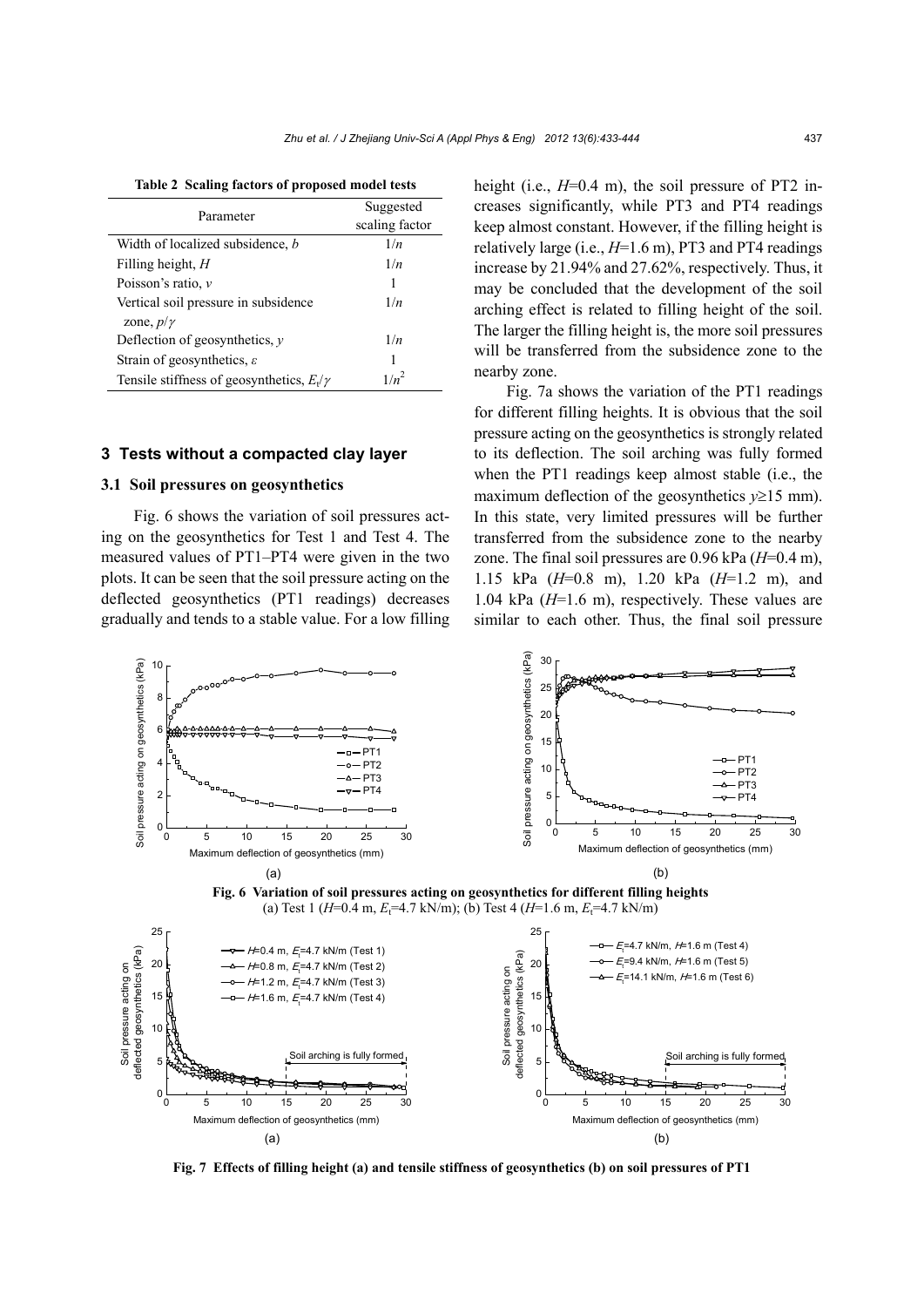**Table 2 Scaling factors of proposed model tests**

| Parameter | Suggested scaling factor |
|---|---|
| Width of localized subsidence, $b$ | $1/n$ |
| Filling height, $H$ | $1/n$ |
| Poisson's ratio, $v$ | 1 |
| Vertical soil pressure in subsidence zone, $p/\gamma$ | $1/n$ |
| Deflection of geosynthetics, $y$ | $1/n$ |
| Strain of geosynthetics, $\varepsilon$ | 1 |
| Tensile stiffness of geosynthetics, $E_t/\gamma$ | $1/n^2$ |

## 3 Tests without a compacted clay layer

### 3.1 Soil pressures on geosynthetics

Fig. 6 shows the variation of soil pressures acting on the geosynthetics for Test 1 and Test 4. The measured values of PT1–PT4 were given in the two plots. It can be seen that the soil pressure acting on the deflected geosynthetics (PT1 readings) decreases gradually and tends to a stable value. For a low filling height (i.e., $H$=0.4 m), the soil pressure of PT2 increases significantly, while PT3 and PT4 readings keep almost constant. However, if the filling height is relatively large (i.e., $H$=1.6 m), PT3 and PT4 readings increase by 21.94% and 27.62%, respectively. Thus, it may be concluded that the development of the soil arching effect is related to filling height of the soil. The larger the filling height is, the more soil pressures will be transferred from the subsidence zone to the nearby zone.

Fig. 7a shows the variation of the PT1 readings for different filling heights. It is obvious that the soil pressure acting on the geosynthetics is strongly related to its deflection. The soil arching was fully formed when the PT1 readings keep almost stable (i.e., the maximum deflection of the geosynthetics $y$≥15 mm). In this state, very limited pressures will be further transferred from the subsidence zone to the nearby zone. The final soil pressures are 0.96 kPa ($H$=0.4 m), 1.15 kPa ($H$=0.8 m), 1.20 kPa ($H$=1.2 m), and 1.04 kPa ($H$=1.6 m), respectively. These values are similar to each other. Thus, the final soil pressure

**Fig. 6 Variation of soil pressures acting on geosynthetics for different filling heights**
(a) Test 1 ($H$=0.4 m, $E_t$=4.7 kN/m); (b) Test 4 ($H$=1.6 m, $E_t$=4.7 kN/m)

**Fig. 7 Effects of filling height (a) and tensile stiffness of geosynthetics (b) on soil pressures of PT1**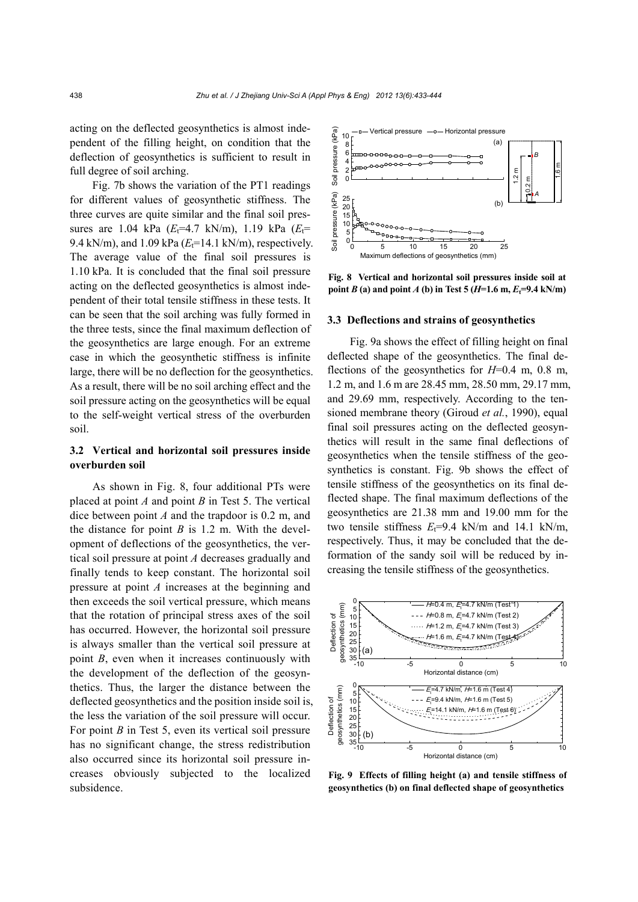acting on the deflected geosynthetics is almost independent of the filling height, on condition that the deflection of geosynthetics is sufficient to result in full degree of soil arching.

Fig. 7b shows the variation of the PT1 readings for different values of geosynthetic stiffness. The three curves are quite similar and the final soil pressures are 1.04 kPa ($E_t$=4.7 kN/m), 1.19 kPa ($E_t$=9.4 kN/m), and 1.09 kPa ($E_t$=14.1 kN/m), respectively. The average value of the final soil pressures is 1.10 kPa. It is concluded that the final soil pressure acting on the deflected geosynthetics is almost independent of their total tensile stiffness in these tests. It can be seen that the soil arching was fully formed in the three tests, since the final maximum deflection of the geosynthetics are large enough. For an extreme case in which the geosynthetic stiffness is infinite large, there will be no deflection for the geosynthetics. As a result, there will be no soil arching effect and the soil pressure acting on the geosynthetics will be equal to the self-weight vertical stress of the overburden soil.

### 3.2 Vertical and horizontal soil pressures inside overburden soil

As shown in Fig. 8, four additional PTs were placed at point *A* and point *B* in Test 5. The vertical dice between point *A* and the trapdoor is 0.2 m, and the distance for point *B* is 1.2 m. With the development of deflections of the geosynthetics, the vertical soil pressure at point *A* decreases gradually and finally tends to keep constant. The horizontal soil pressure at point *A* increases at the beginning and then exceeds the soil vertical pressure, which means that the rotation of principal stress axes of the soil has occurred. However, the horizontal soil pressure is always smaller than the vertical soil pressure at point *B*, even when it increases continuously with the development of the deflection of the geosynthetics. Thus, the larger the distance between the deflected geosynthetics and the position inside soil is, the less the variation of the soil pressure will occur. For point *B* in Test 5, even its vertical soil pressure has no significant change, the stress redistribution also occurred since its horizontal soil pressure increases obviously subjected to the localized subsidence.

**Fig. 8 Vertical and horizontal soil pressures inside soil at point *B* (a) and point *A* (b) in Test 5 ($H$=1.6 m, $E_t$=9.4 kN/m)**

### 3.3 Deflections and strains of geosynthetics

Fig. 9a shows the effect of filling height on final deflected shape of the geosynthetics. The final deflections of the geosynthetics for $H$=0.4 m, 0.8 m, 1.2 m, and 1.6 m are 28.45 mm, 28.50 mm, 29.17 mm, and 29.69 mm, respectively. According to the tensioned membrane theory (Giroud *et al.*, 1990), equal final soil pressures acting on the deflected geosynthetics will result in the same final deflections of geosynthetics when the tensile stiffness of the geosynthetics is constant. Fig. 9b shows the effect of tensile stiffness of the geosynthetics on its final deflected shape. The final maximum deflections of the geosynthetics are 21.38 mm and 19.00 mm for the two tensile stiffness $E_t$=9.4 kN/m and 14.1 kN/m, respectively. Thus, it may be concluded that the deformation of the sandy soil will be reduced by increasing the tensile stiffness of the geosynthetics.

**Fig. 9 Effects of filling height (a) and tensile stiffness of geosynthetics (b) on final deflected shape of geosynthetics**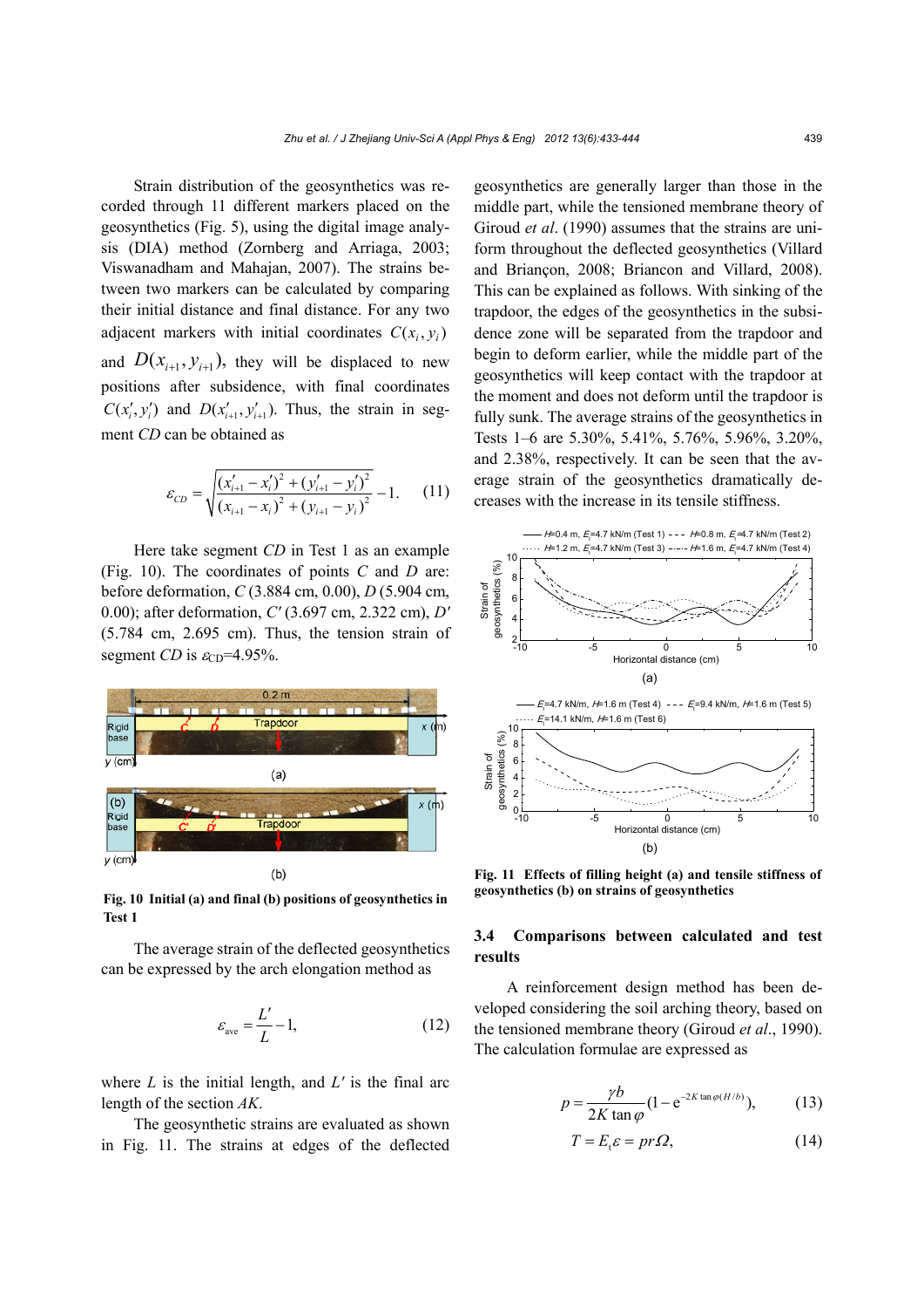Strain distribution of the geosynthetics was recorded through 11 different markers placed on the geosynthetics (Fig. 5), using the digital image analysis (DIA) method (Zornberg and Arriaga, 2003; Viswanadham and Mahajan, 2007). The strains between two markers can be calculated by comparing their initial distance and final distance. For any two adjacent markers with initial coordinates $C(x_i, y_i)$ and $D(x_{i+1}, y_{i+1})$, they will be displaced to new positions after subsidence, with final coordinates $C(x_i', y_i')$ and $D(x_{i+1}', y_{i+1}')$. Thus, the strain in segment $CD$ can be obtained as

$$\varepsilon_{CD} = \sqrt{\frac{(x_{i+1}' - x_i')^2 + (y_{i+1}' - y_i')^2}{(x_{i+1} - x_i)^2 + (y_{i+1} - y_i)^2}} - 1. \tag{11}$$

Here take segment $CD$ in Test 1 as an example (Fig. 10). The coordinates of points $C$ and $D$ are: before deformation, $C$ (3.884 cm, 0.00), $D$ (5.904 cm, 0.00); after deformation, $C'$ (3.697 cm, 2.322 cm), $D'$ (5.784 cm, 2.695 cm). Thus, the tension strain of segment $CD$ is $\varepsilon_{CD}$=4.95%.

Fig. 10 Initial (a) and final (b) positions of geosynthetics in Test 1

The average strain of the deflected geosynthetics can be expressed by the arch elongation method as

$$\varepsilon_{\text{ave}} = \frac{L'}{L} - 1, \tag{12}$$

where $L$ is the initial length, and $L'$ is the final arc length of the section $AK$.

The geosynthetic strains are evaluated as shown in Fig. 11. The strains at edges of the deflected geosynthetics are generally larger than those in the middle part, while the tensioned membrane theory of Giroud *et al*. (1990) assumes that the strains are uniform throughout the deflected geosynthetics (Villard and Briançon, 2008; Briancon and Villard, 2008). This can be explained as follows. With sinking of the trapdoor, the edges of the geosynthetics in the subsidence zone will be separated from the trapdoor and begin to deform earlier, while the middle part of the geosynthetics will keep contact with the trapdoor at the moment and does not deform until the trapdoor is fully sunk. The average strains of the geosynthetics in Tests 1–6 are 5.30%, 5.41%, 5.76%, 5.96%, 3.20%, and 2.38%, respectively. It can be seen that the average strain of the geosynthetics dramatically decreases with the increase in its tensile stiffness.

Fig. 11 Effects of filling height (a) and tensile stiffness of geosynthetics (b) on strains of geosynthetics

### 3.4 Comparisons between calculated and test results

A reinforcement design method has been developed considering the soil arching theory, based on the tensioned membrane theory (Giroud *et al*., 1990). The calculation formulae are expressed as

$$p = \frac{\gamma b}{2K \tan\varphi}\left(1 - \mathrm{e}^{-2K\tan\varphi(H/b)}\right), \tag{13}$$

$$T = E_t \varepsilon = pr\Omega, \tag{14}$$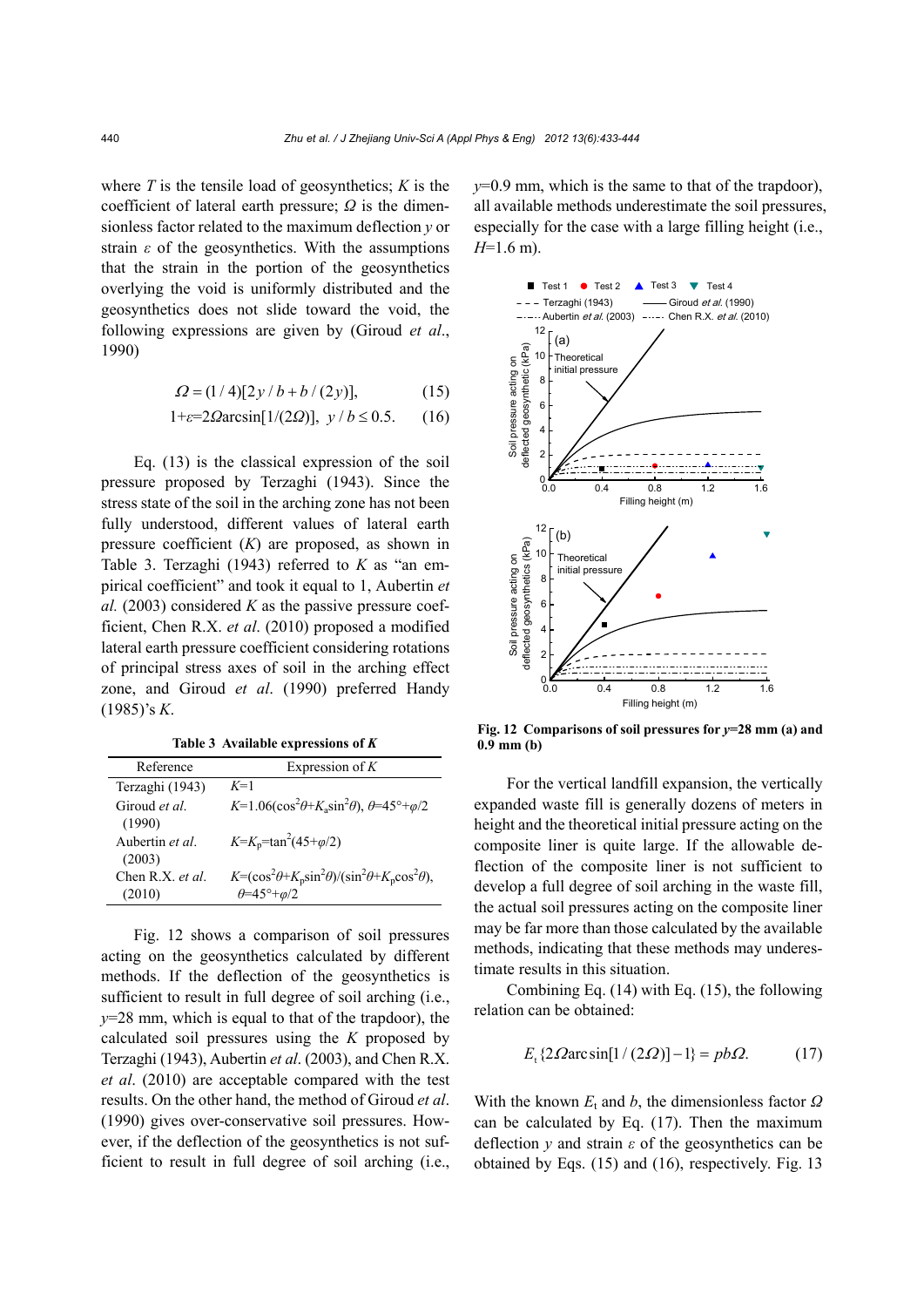where $T$ is the tensile load of geosynthetics; $K$ is the coefficient of lateral earth pressure; $\Omega$ is the dimensionless factor related to the maximum deflection $y$ or strain $\varepsilon$ of the geosynthetics. With the assumptions that the strain in the portion of the geosynthetics overlying the void is uniformly distributed and the geosynthetics does not slide toward the void, the following expressions are given by (Giroud *et al*., 1990)

$$\Omega = (1/4)[2y/b + b/(2y)], \tag{15}$$

$$1+\varepsilon = 2\Omega \arcsin[1/(2\Omega)],\ \ y/b \le 0.5. \tag{16}$$

Eq. (13) is the classical expression of the soil pressure proposed by Terzaghi (1943). Since the stress state of the soil in the arching zone has not been fully understood, different values of lateral earth pressure coefficient ($K$) are proposed, as shown in Table 3. Terzaghi (1943) referred to $K$ as "an empirical coefficient" and took it equal to 1, Aubertin *et al.* (2003) considered $K$ as the passive pressure coefficient, Chen R.X. *et al*. (2010) proposed a modified lateral earth pressure coefficient considering rotations of principal stress axes of soil in the arching effect zone, and Giroud *et al*. (1990) preferred Handy (1985)'s $K$.

**Table 3 Available expressions of *K***

| Reference | Expression of $K$ |
|---|---|
| Terzaghi (1943) | $K$=1 |
| Giroud *et al.* (1990) | $K=1.06(\cos^2\theta+K_a\sin^2\theta)$, $\theta=45°+\varphi/2$ |
| Aubertin *et al.* (2003) | $K=K_p=\tan^2(45+\varphi/2)$ |
| Chen R.X. *et al.* (2010) | $K=(\cos^2\theta+K_p\sin^2\theta)/(\sin^2\theta+K_p\cos^2\theta)$, $\theta=45°+\varphi/2$ |

Fig. 12 shows a comparison of soil pressures acting on the geosynthetics calculated by different methods. If the deflection of the geosynthetics is sufficient to result in full degree of soil arching (i.e., $y$=28 mm, which is equal to that of the trapdoor), the calculated soil pressures using the $K$ proposed by Terzaghi (1943), Aubertin *et al*. (2003), and Chen R.X. *et al*. (2010) are acceptable compared with the test results. On the other hand, the method of Giroud *et al*. (1990) gives over-conservative soil pressures. However, if the deflection of the geosynthetics is not sufficient to result in full degree of soil arching (i.e., $y$=0.9 mm, which is the same to that of the trapdoor), all available methods underestimate the soil pressures, especially for the case with a large filling height (i.e., $H$=1.6 m).

Fig. 12 Comparisons of soil pressures for $y$=28 mm (a) and 0.9 mm (b)

For the vertical landfill expansion, the vertically expanded waste fill is generally dozens of meters in height and the theoretical initial pressure acting on the composite liner is quite large. If the allowable deflection of the composite liner is not sufficient to develop a full degree of soil arching in the waste fill, the actual soil pressures acting on the composite liner may be far more than those calculated by the available methods, indicating that these methods may underestimate results in this situation.

Combining Eq. (14) with Eq. (15), the following relation can be obtained:

$$E_t\{2\Omega \arcsin[1/(2\Omega)]-1\} = pb\Omega. \tag{17}$$

With the known $E_t$ and $b$, the dimensionless factor $\Omega$ can be calculated by Eq. (17). Then the maximum deflection $y$ and strain $\varepsilon$ of the geosynthetics can be obtained by Eqs. (15) and (16), respectively. Fig. 13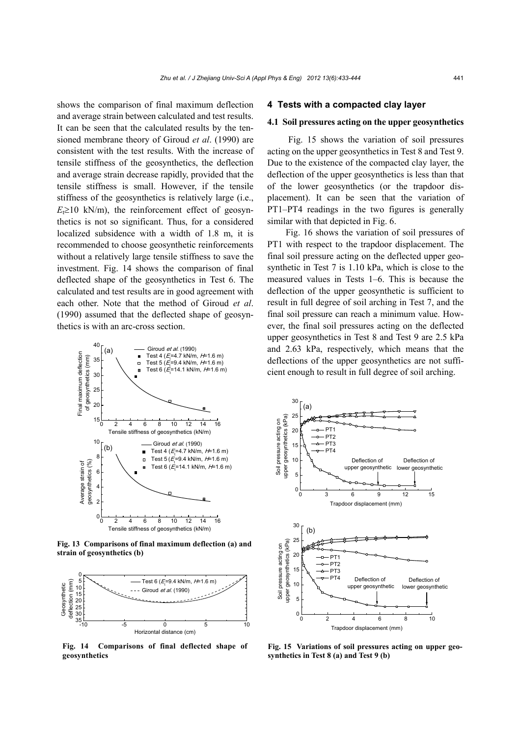shows the comparison of final maximum deflection and average strain between calculated and test results. It can be seen that the calculated results by the tensioned membrane theory of Giroud *et al*. (1990) are consistent with the test results. With the increase of tensile stiffness of the geosynthetics, the deflection and average strain decrease rapidly, provided that the tensile stiffness is small. However, if the tensile stiffness of the geosynthetics is relatively large (i.e., $E_t \geq 10$ kN/m), the reinforcement effect of geosynthetics is not so significant. Thus, for a considered localized subsidence with a width of 1.8 m, it is recommended to choose geosynthetic reinforcements without a relatively large tensile stiffness to save the investment. Fig. 14 shows the comparison of final deflected shape of the geosynthetics in Test 6. The calculated and test results are in good agreement with each other. Note that the method of Giroud *et al*. (1990) assumed that the deflected shape of geosynthetics is with an arc-cross section.

**Fig. 13 Comparisons of final maximum deflection (a) and strain of geosynthetics (b)**

**Fig. 14 Comparisons of final deflected shape of geosynthetics**

## 4 Tests with a compacted clay layer

### 4.1 Soil pressures acting on the upper geosynthetics

Fig. 15 shows the variation of soil pressures acting on the upper geosynthetics in Test 8 and Test 9. Due to the existence of the compacted clay layer, the deflection of the upper geosynthetics is less than that of the lower geosynthetics (or the trapdoor displacement). It can be seen that the variation of PT1–PT4 readings in the two figures is generally similar with that depicted in Fig. 6.

Fig. 16 shows the variation of soil pressures of PT1 with respect to the trapdoor displacement. The final soil pressure acting on the deflected upper geosynthetic in Test 7 is 1.10 kPa, which is close to the measured values in Tests 1–6. This is because the deflection of the upper geosynthetic is sufficient to result in full degree of soil arching in Test 7, and the final soil pressure can reach a minimum value. However, the final soil pressures acting on the deflected upper geosynthetics in Test 8 and Test 9 are 2.5 kPa and 2.63 kPa, respectively, which means that the deflections of the upper geosynthetics are not sufficient enough to result in full degree of soil arching.

**Fig. 15 Variations of soil pressures acting on upper geosynthetics in Test 8 (a) and Test 9 (b)**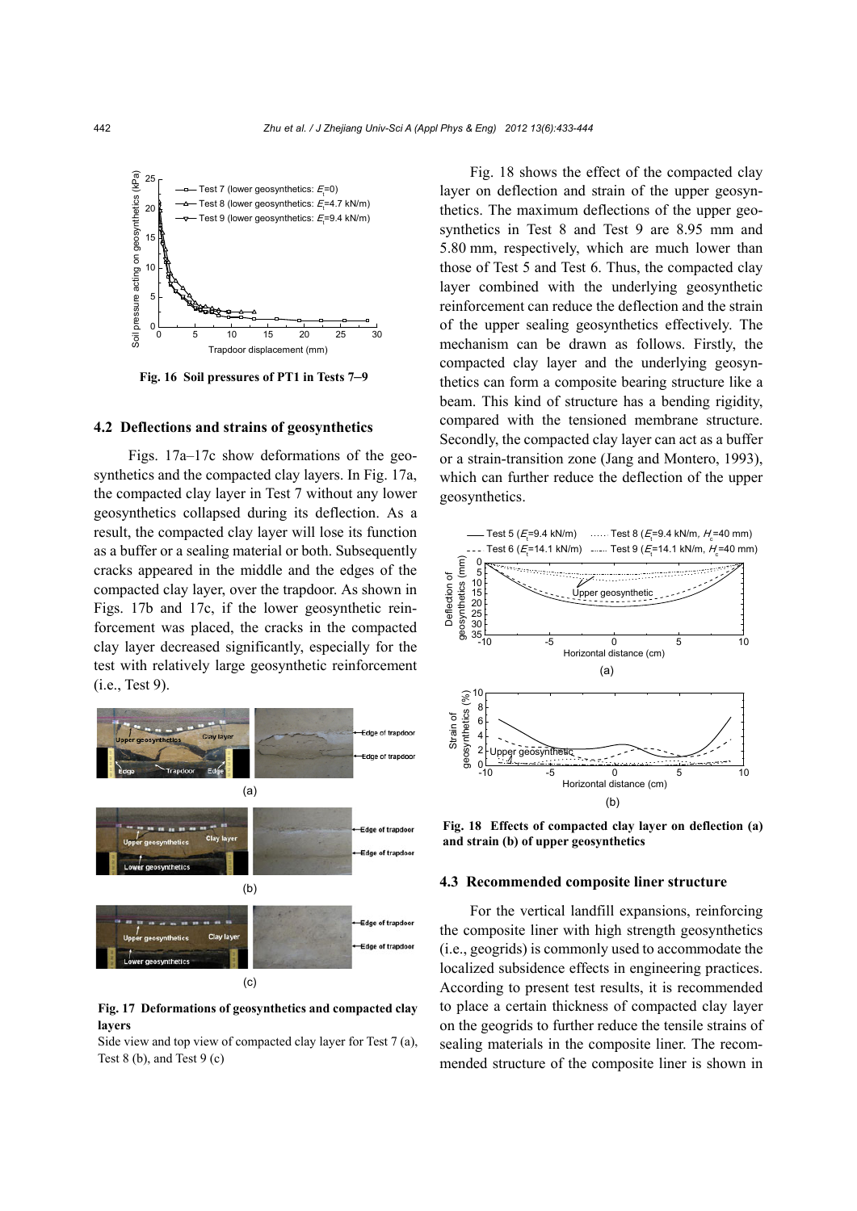Fig. 16 Soil pressures of PT1 in Tests 7–9

### 4.2 Deflections and strains of geosynthetics

Figs. 17a–17c show deformations of the geosynthetics and the compacted clay layers. In Fig. 17a, the compacted clay layer in Test 7 without any lower geosynthetics collapsed during its deflection. As a result, the compacted clay layer will lose its function as a buffer or a sealing material or both. Subsequently cracks appeared in the middle and the edges of the compacted clay layer, over the trapdoor. As shown in Figs. 17b and 17c, if the lower geosynthetic reinforcement was placed, the cracks in the compacted clay layer decreased significantly, especially for the test with relatively large geosynthetic reinforcement (i.e., Test 9).

**Fig. 17 Deformations of geosynthetics and compacted clay layers**

Side view and top view of compacted clay layer for Test 7 (a), Test 8 (b), and Test 9 (c)

Fig. 18 shows the effect of the compacted clay layer on deflection and strain of the upper geosynthetics. The maximum deflections of the upper geosynthetics in Test 8 and Test 9 are 8.95 mm and 5.80 mm, respectively, which are much lower than those of Test 5 and Test 6. Thus, the compacted clay layer combined with the underlying geosynthetic reinforcement can reduce the deflection and the strain of the upper sealing geosynthetics effectively. The mechanism can be drawn as follows. Firstly, the compacted clay layer and the underlying geosynthetics can form a composite bearing structure like a beam. This kind of structure has a bending rigidity, compared with the tensioned membrane structure. Secondly, the compacted clay layer can act as a buffer or a strain-transition zone (Jang and Montero, 1993), which can further reduce the deflection of the upper geosynthetics.

**Fig. 18 Effects of compacted clay layer on deflection (a) and strain (b) of upper geosynthetics**

### 4.3 Recommended composite liner structure

For the vertical landfill expansions, reinforcing the composite liner with high strength geosynthetics (i.e., geogrids) is commonly used to accommodate the localized subsidence effects in engineering practices. According to present test results, it is recommended to place a certain thickness of compacted clay layer on the geogrids to further reduce the tensile strains of sealing materials in the composite liner. The recommended structure of the composite liner is shown in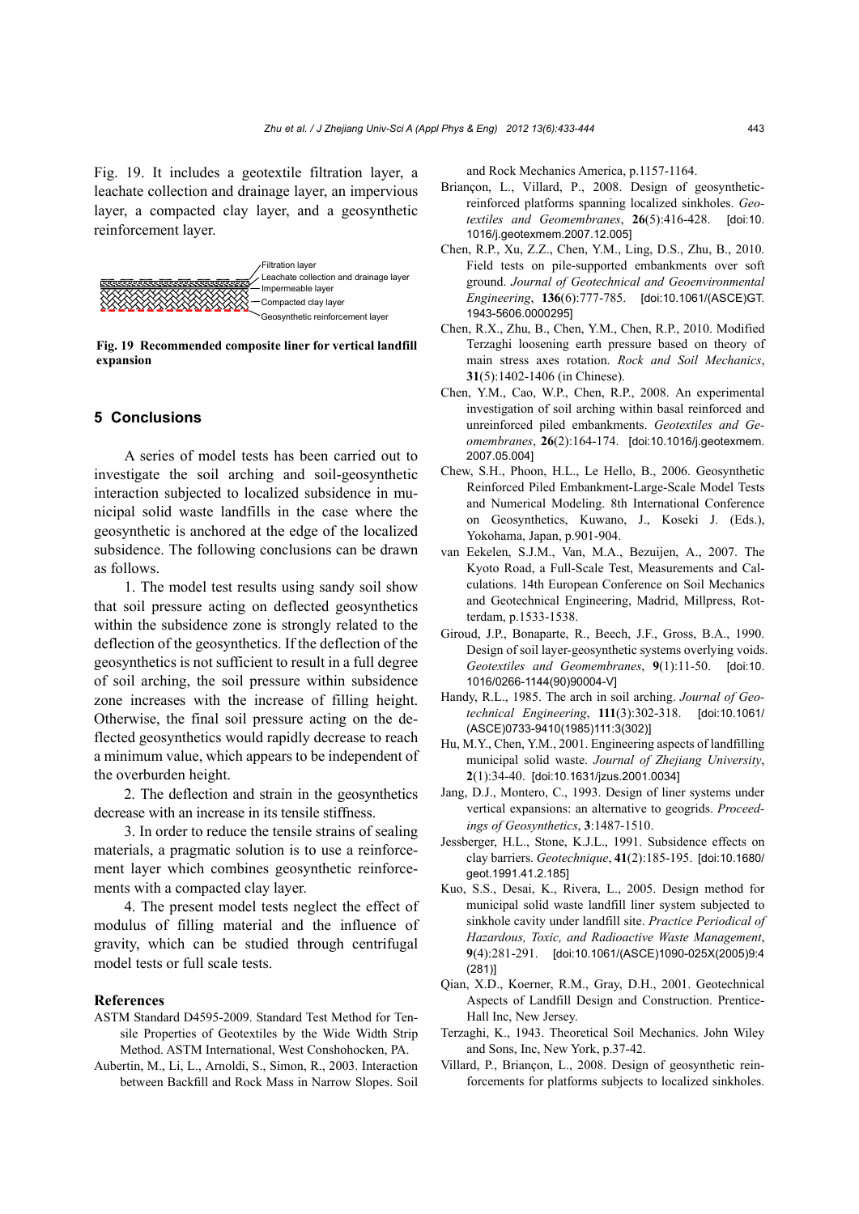Fig. 19. It includes a geotextile filtration layer, a leachate collection and drainage layer, an impervious layer, a compacted clay layer, and a geosynthetic reinforcement layer.

Filtration layer
Leachate collection and drainage layer
Impermeable layer
Compacted clay layer
Geosynthetic reinforcement layer

**Fig. 19 Recommended composite liner for vertical landfill expansion**

## 5 Conclusions

A series of model tests has been carried out to investigate the soil arching and soil-geosynthetic interaction subjected to localized subsidence in municipal solid waste landfills in the case where the geosynthetic is anchored at the edge of the localized subsidence. The following conclusions can be drawn as follows.

1. The model test results using sandy soil show that soil pressure acting on deflected geosynthetics within the subsidence zone is strongly related to the deflection of the geosynthetics. If the deflection of the geosynthetics is not sufficient to result in a full degree of soil arching, the soil pressure within subsidence zone increases with the increase of filling height. Otherwise, the final soil pressure acting on the deflected geosynthetics would rapidly decrease to reach a minimum value, which appears to be independent of the overburden height.

2. The deflection and strain in the geosynthetics decrease with an increase in its tensile stiffness.

3. In order to reduce the tensile strains of sealing materials, a pragmatic solution is to use a reinforcement layer which combines geosynthetic reinforcements with a compacted clay layer.

4. The present model tests neglect the effect of modulus of filling material and the influence of gravity, which can be studied through centrifugal model tests or full scale tests.

### References

ASTM Standard D4595-2009. Standard Test Method for Tensile Properties of Geotextiles by the Wide Width Strip Method. ASTM International, West Conshohocken, PA.

Aubertin, M., Li, L., Arnoldi, S., Simon, R., 2003. Interaction between Backfill and Rock Mass in Narrow Slopes. Soil and Rock Mechanics America, p.1157-1164.

Briançon, L., Villard, P., 2008. Design of geosynthetic-reinforced platforms spanning localized sinkholes. *Geotextiles and Geomembranes*, **26**(5):416-428. [doi:10.1016/j.geotexmem.2007.12.005]

Chen, R.P., Xu, Z.Z., Chen, Y.M., Ling, D.S., Zhu, B., 2010. Field tests on pile-supported embankments over soft ground. *Journal of Geotechnical and Geoenvironmental Engineering*, **136**(6):777-785. [doi:10.1061/(ASCE)GT.1943-5606.0000295]

Chen, R.X., Zhu, B., Chen, Y.M., Chen, R.P., 2010. Modified Terzaghi loosening earth pressure based on theory of main stress axes rotation. *Rock and Soil Mechanics*, **31**(5):1402-1406 (in Chinese).

Chen, Y.M., Cao, W.P., Chen, R.P., 2008. An experimental investigation of soil arching within basal reinforced and unreinforced piled embankments. *Geotextiles and Geomembranes*, **26**(2):164-174. [doi:10.1016/j.geotexmem.2007.05.004]

Chew, S.H., Phoon, H.L., Le Hello, B., 2006. Geosynthetic Reinforced Piled Embankment-Large-Scale Model Tests and Numerical Modeling. 8th International Conference on Geosynthetics, Kuwano, J., Koseki J. (Eds.), Yokohama, Japan, p.901-904.

van Eekelen, S.J.M., Van, M.A., Bezuijen, A., 2007. The Kyoto Road, a Full-Scale Test, Measurements and Calculations. 14th European Conference on Soil Mechanics and Geotechnical Engineering, Madrid, Millpress, Rotterdam, p.1533-1538.

Giroud, J.P., Bonaparte, R., Beech, J.F., Gross, B.A., 1990. Design of soil layer-geosynthetic systems overlying voids. *Geotextiles and Geomembranes*, **9**(1):11-50. [doi:10.1016/0266-1144(90)90004-V]

Handy, R.L., 1985. The arch in soil arching. *Journal of Geotechnical Engineering*, **111**(3):302-318. [doi:10.1061/(ASCE)0733-9410(1985)111:3(302)]

Hu, M.Y., Chen, Y.M., 2001. Engineering aspects of landfilling municipal solid waste. *Journal of Zhejiang University*, **2**(1):34-40. [doi:10.1631/jzus.2001.0034]

Jang, D.J., Montero, C., 1993. Design of liner systems under vertical expansions: an alternative to geogrids. *Proceedings of Geosynthetics*, **3**:1487-1510.

Jessberger, H.L., Stone, K.J.L., 1991. Subsidence effects on clay barriers. *Geotechnique*, **41**(2):185-195. [doi:10.1680/geot.1991.41.2.185]

Kuo, S.S., Desai, K., Rivera, L., 2005. Design method for municipal solid waste landfill liner system subjected to sinkhole cavity under landfill site. *Practice Periodical of Hazardous, Toxic, and Radioactive Waste Management*, **9**(4):281-291. [doi:10.1061/(ASCE)1090-025X(2005)9:4(281)]

Qian, X.D., Koerner, R.M., Gray, D.H., 2001. Geotechnical Aspects of Landfill Design and Construction. Prentice-Hall Inc, New Jersey.

Terzaghi, K., 1943. Theoretical Soil Mechanics. John Wiley and Sons, Inc, New York, p.37-42.

Villard, P., Briançon, L., 2008. Design of geosynthetic reinforcements for platforms subjects to localized sinkholes.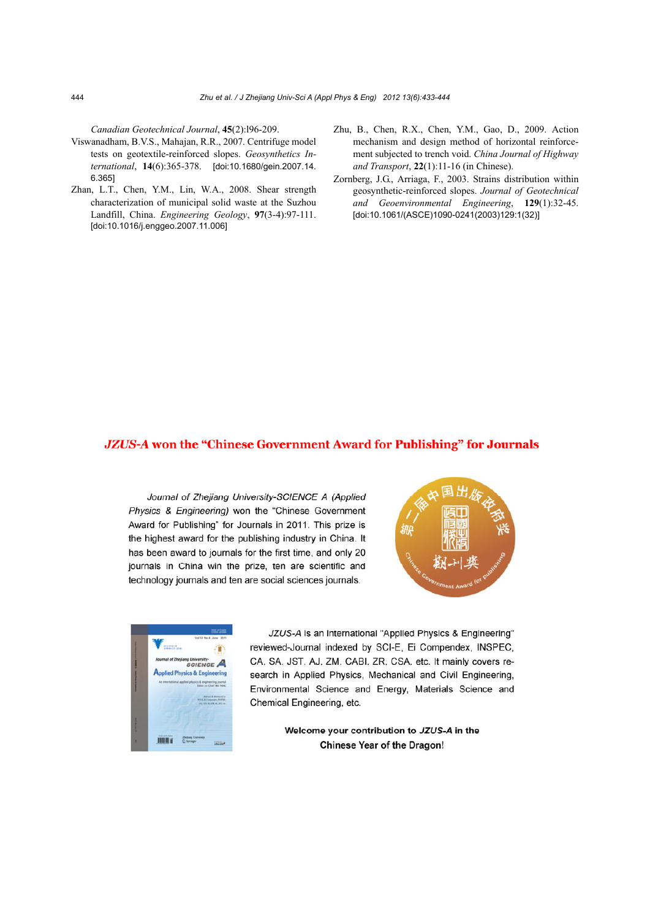Canadian Geotechnical Journal, **45**(2):196-209.

Viswanadham, B.V.S., Mahajan, R.R., 2007. Centrifuge model tests on geotextile-reinforced slopes. *Geosynthetics International*, **14**(6):365-378. [doi:10.1680/gein.2007.14.6.365]

Zhan, L.T., Chen, Y.M., Lin, W.A., 2008. Shear strength characterization of municipal solid waste at the Suzhou Landfill, China. *Engineering Geology*, **97**(3-4):97-111. [doi:10.1016/j.enggeo.2007.11.006]

Zhu, B., Chen, R.X., Chen, Y.M., Gao, D., 2009. Action mechanism and design method of horizontal reinforcement subjected to trench void. *China Journal of Highway and Transport*, **22**(1):11-16 (in Chinese).

Zornberg, J.G., Arriaga, F., 2003. Strains distribution within geosynthetic-reinforced slopes. *Journal of Geotechnical and Geoenvironmental Engineering*, **129**(1):32-45. [doi:10.1061/(ASCE)1090-0241(2003)129:1(32)]

## *JZUS-A* won the "Chinese Government Award for Publishing" for Journals

*Journal of Zhejiang University-SCIENCE A (Applied Physics & Engineering)* won the "Chinese Government Award for Publishing" for Journals in 2011. This prize is the highest award for the publishing industry in China. It has been award to journals for the first time, and only 20 journals in China win the prize, ten are scientific and technology journals and ten are social sciences journals.

*JZUS-A* is an international "Applied Physics & Engineering" reviewed-Journal indexed by SCI-E, Ei Compendex, INSPEC, CA, SA, JST, AJ, ZM, CABI, ZR, CSA, etc. It mainly covers research in Applied Physics, Mechanical and Civil Engineering, Environmental Science and Energy, Materials Science and Chemical Engineering, etc.

**Welcome your contribution to *JZUS-A* in the Chinese Year of the Dragon!**